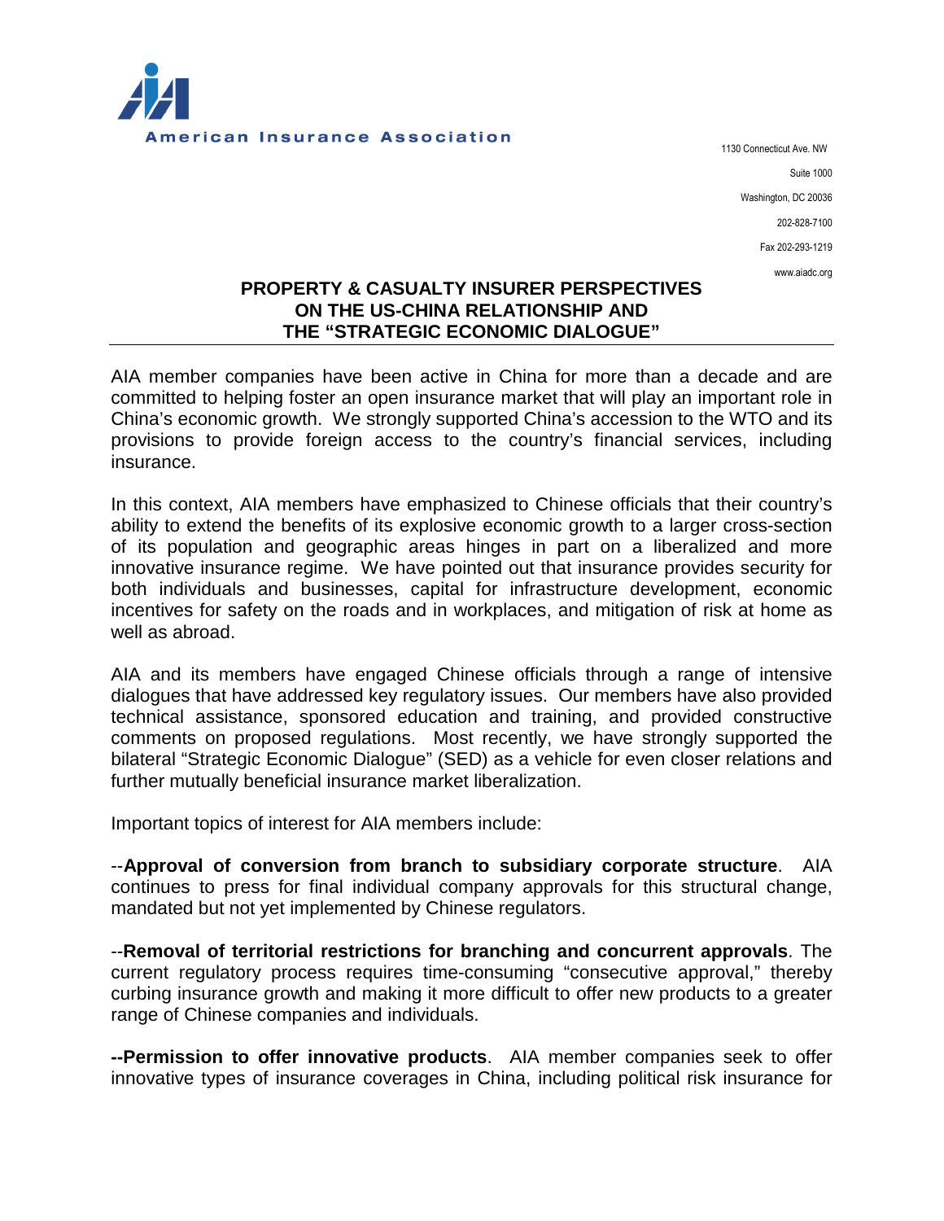American Insurance Association

1130 Connecticut Ave. NW
Suite 1000
Washington, DC 20036
202-828-7100
Fax 202-293-1219
www.aiadc.org

# PROPERTY & CASUALTY INSURER PERSPECTIVES ON THE US-CHINA RELATIONSHIP AND THE "STRATEGIC ECONOMIC DIALOGUE"

AIA member companies have been active in China for more than a decade and are committed to helping foster an open insurance market that will play an important role in China's economic growth. We strongly supported China's accession to the WTO and its provisions to provide foreign access to the country's financial services, including insurance.

In this context, AIA members have emphasized to Chinese officials that their country's ability to extend the benefits of its explosive economic growth to a larger cross-section of its population and geographic areas hinges in part on a liberalized and more innovative insurance regime. We have pointed out that insurance provides security for both individuals and businesses, capital for infrastructure development, economic incentives for safety on the roads and in workplaces, and mitigation of risk at home as well as abroad.

AIA and its members have engaged Chinese officials through a range of intensive dialogues that have addressed key regulatory issues. Our members have also provided technical assistance, sponsored education and training, and provided constructive comments on proposed regulations. Most recently, we have strongly supported the bilateral "Strategic Economic Dialogue" (SED) as a vehicle for even closer relations and further mutually beneficial insurance market liberalization.

Important topics of interest for AIA members include:

--**Approval of conversion from branch to subsidiary corporate structure**. AIA continues to press for final individual company approvals for this structural change, mandated but not yet implemented by Chinese regulators.

--**Removal of territorial restrictions for branching and concurrent approvals**. The current regulatory process requires time-consuming "consecutive approval," thereby curbing insurance growth and making it more difficult to offer new products to a greater range of Chinese companies and individuals.

**--Permission to offer innovative products**. AIA member companies seek to offer innovative types of insurance coverages in China, including political risk insurance for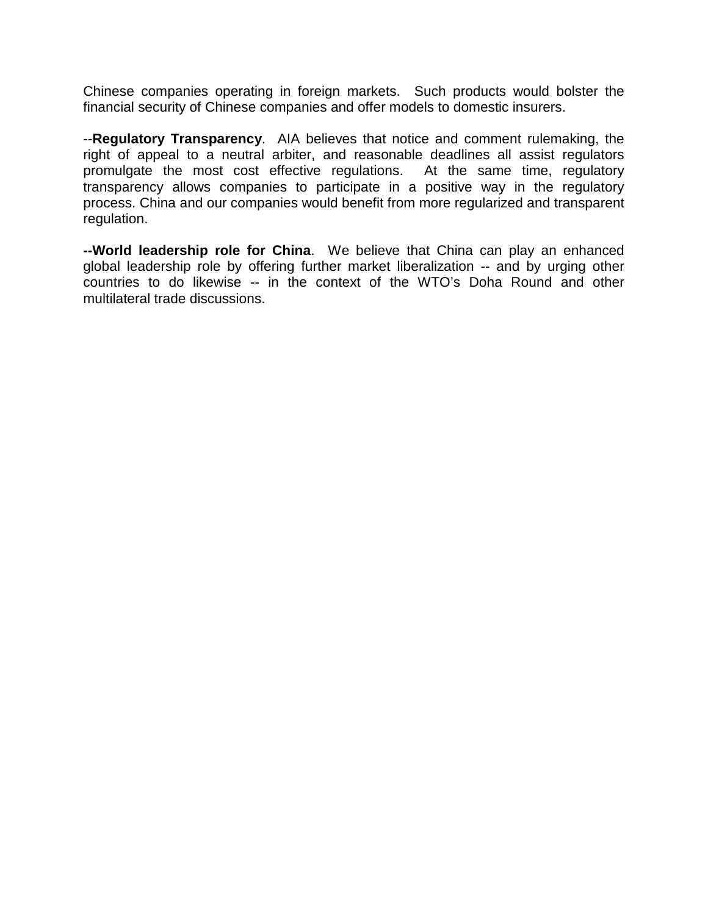Chinese companies operating in foreign markets. Such products would bolster the financial security of Chinese companies and offer models to domestic insurers.

--**Regulatory Transparency**. AIA believes that notice and comment rulemaking, the right of appeal to a neutral arbiter, and reasonable deadlines all assist regulators promulgate the most cost effective regulations. At the same time, regulatory transparency allows companies to participate in a positive way in the regulatory process. China and our companies would benefit from more regularized and transparent regulation.

**--World leadership role for China**. We believe that China can play an enhanced global leadership role by offering further market liberalization -- and by urging other countries to do likewise -- in the context of the WTO's Doha Round and other multilateral trade discussions.